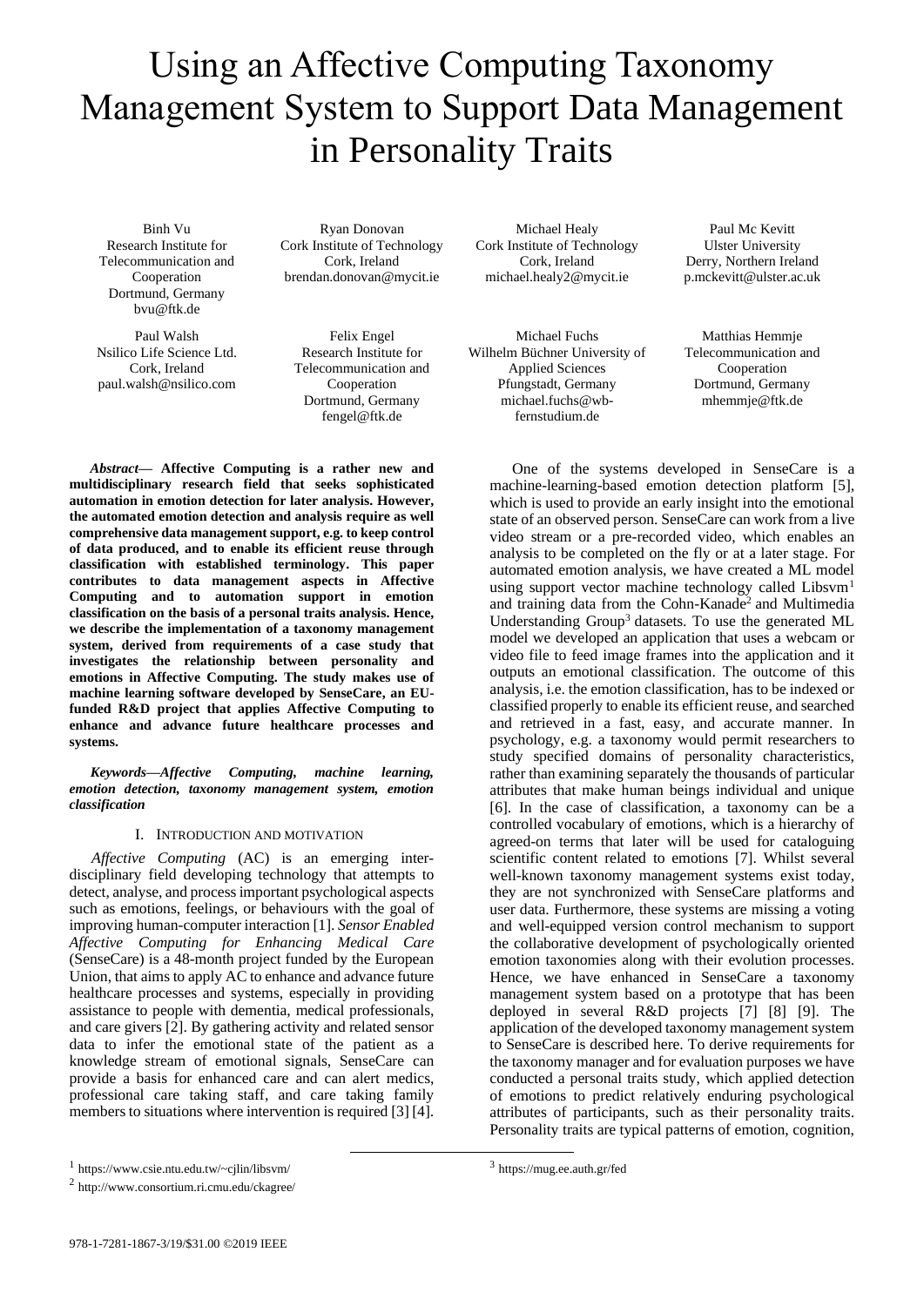# Using an Affective Computing Taxonomy Management System to Support Data Management in Personality Traits

Binh Vu
Research Institute for Telecommunication and Cooperation
Dortmund, Germany
bvu@ftk.de

Ryan Donovan
Cork Institute of Technology
Cork, Ireland
brendan.donovan@mycit.ie

Michael Healy
Cork Institute of Technology
Cork, Ireland
michael.healy2@mycit.ie

Paul Mc Kevitt
Ulster University
Derry, Northern Ireland
p.mckevitt@ulster.ac.uk

Paul Walsh
Nsilico Life Science Ltd.
Cork, Ireland
paul.walsh@nsilico.com

Felix Engel
Research Institute for Telecommunication and Cooperation
Dortmund, Germany
fengel@ftk.de

Michael Fuchs
Wilhelm Büchner University of Applied Sciences
Pfungstadt, Germany
michael.fuchs@wb-fernstudium.de

Matthias Hemmje
Telecommunication and Cooperation
Dortmund, Germany
mhemmje@ftk.de

***Abstract*— Affective Computing is a rather new and multidisciplinary research field that seeks sophisticated automation in emotion detection for later analysis. However, the automated emotion detection and analysis require as well comprehensive data management support, e.g. to keep control of data produced, and to enable its efficient reuse through classification with established terminology. This paper contributes to data management aspects in Affective Computing and to automation support in emotion classification on the basis of a personal traits analysis. Hence, we describe the implementation of a taxonomy management system, derived from requirements of a case study that investigates the relationship between personality and emotions in Affective Computing. The study makes use of machine learning software developed by SenseCare, an EU-funded R&D project that applies Affective Computing to enhance and advance future healthcare processes and systems.**

***Keywords*—*Affective Computing, machine learning, emotion detection, taxonomy management system, emotion classification***

## I. Introduction and Motivation

*Affective Computing* (AC) is an emerging inter-disciplinary field developing technology that attempts to detect, analyse, and process important psychological aspects such as emotions, feelings, or behaviours with the goal of improving human-computer interaction [1]. *Sensor Enabled Affective Computing for Enhancing Medical Care* (SenseCare) is a 48-month project funded by the European Union, that aims to apply AC to enhance and advance future healthcare processes and systems, especially in providing assistance to people with dementia, medical professionals, and care givers [2]. By gathering activity and related sensor data to infer the emotional state of the patient as a knowledge stream of emotional signals, SenseCare can provide a basis for enhanced care and can alert medics, professional care taking staff, and care taking family members to situations where intervention is required [3] [4].

One of the systems developed in SenseCare is a machine-learning-based emotion detection platform [5], which is used to provide an early insight into the emotional state of an observed person. SenseCare can work from a live video stream or a pre-recorded video, which enables an analysis to be completed on the fly or at a later stage. For automated emotion analysis, we have created a ML model using support vector machine technology called Libsvm[1] and training data from the Cohn-Kanade[2] and Multimedia Understanding Group[3] datasets. To use the generated ML model we developed an application that uses a webcam or video file to feed image frames into the application and it outputs an emotional classification. The outcome of this analysis, i.e. the emotion classification, has to be indexed or classified properly to enable its efficient reuse, and searched and retrieved in a fast, easy, and accurate manner. In psychology, e.g. a taxonomy would permit researchers to study specified domains of personality characteristics, rather than examining separately the thousands of particular attributes that make human beings individual and unique [6]. In the case of classification, a taxonomy can be a controlled vocabulary of emotions, which is a hierarchy of agreed-on terms that later will be used for cataloguing scientific content related to emotions [7]. Whilst several well-known taxonomy management systems exist today, they are not synchronized with SenseCare platforms and user data. Furthermore, these systems are missing a voting and well-equipped version control mechanism to support the collaborative development of psychologically oriented emotion taxonomies along with their evolution processes. Hence, we have enhanced in SenseCare a taxonomy management system based on a prototype that has been deployed in several R&D projects [7] [8] [9]. The application of the developed taxonomy management system to SenseCare is described here. To derive requirements for the taxonomy manager and for evaluation purposes we have conducted a personal traits study, which applied detection of emotions to predict relatively enduring psychological attributes of participants, such as their personality traits. Personality traits are typical patterns of emotion, cognition,

[1] https://www.csie.ntu.edu.tw/~cjlin/libsvm/

[2] http://www.consortium.ri.cmu.edu/ckagree/

[3] https://mug.ee.auth.gr/fed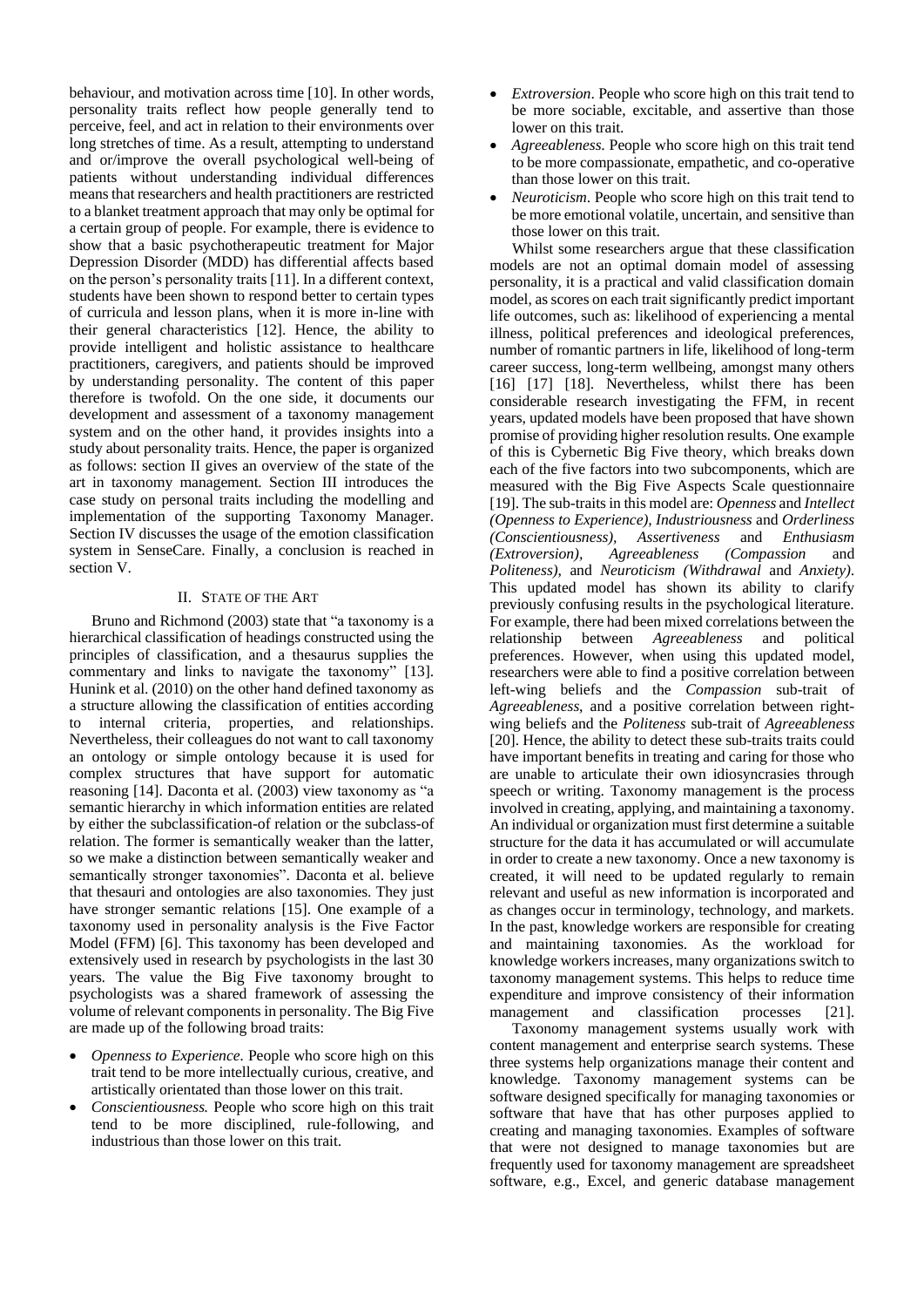behaviour, and motivation across time [10]. In other words, personality traits reflect how people generally tend to perceive, feel, and act in relation to their environments over long stretches of time. As a result, attempting to understand and or/improve the overall psychological well-being of patients without understanding individual differences means that researchers and health practitioners are restricted to a blanket treatment approach that may only be optimal for a certain group of people. For example, there is evidence to show that a basic psychotherapeutic treatment for Major Depression Disorder (MDD) has differential affects based on the person's personality traits [11]. In a different context, students have been shown to respond better to certain types of curricula and lesson plans, when it is more in-line with their general characteristics [12]. Hence, the ability to provide intelligent and holistic assistance to healthcare practitioners, caregivers, and patients should be improved by understanding personality. The content of this paper therefore is twofold. On the one side, it documents our development and assessment of a taxonomy management system and on the other hand, it provides insights into a study about personality traits. Hence, the paper is organized as follows: section II gives an overview of the state of the art in taxonomy management. Section III introduces the case study on personal traits including the modelling and implementation of the supporting Taxonomy Manager. Section IV discusses the usage of the emotion classification system in SenseCare. Finally, a conclusion is reached in section V.

## II. State of the Art

Bruno and Richmond (2003) state that "a taxonomy is a hierarchical classification of headings constructed using the principles of classification, and a thesaurus supplies the commentary and links to navigate the taxonomy" [13]. Hunink et al. (2010) on the other hand defined taxonomy as a structure allowing the classification of entities according to internal criteria, properties, and relationships. Nevertheless, their colleagues do not want to call taxonomy an ontology or simple ontology because it is used for complex structures that have support for automatic reasoning [14]. Daconta et al. (2003) view taxonomy as "a semantic hierarchy in which information entities are related by either the subclassification-of relation or the subclass-of relation. The former is semantically weaker than the latter, so we make a distinction between semantically weaker and semantically stronger taxonomies". Daconta et al. believe that thesauri and ontologies are also taxonomies. They just have stronger semantic relations [15]. One example of a taxonomy used in personality analysis is the Five Factor Model (FFM) [6]. This taxonomy has been developed and extensively used in research by psychologists in the last 30 years. The value the Big Five taxonomy brought to psychologists was a shared framework of assessing the volume of relevant components in personality. The Big Five are made up of the following broad traits:

- *Openness to Experience.* People who score high on this trait tend to be more intellectually curious, creative, and artistically orientated than those lower on this trait.
- *Conscientiousness.* People who score high on this trait tend to be more disciplined, rule-following, and industrious than those lower on this trait.
- *Extroversion*. People who score high on this trait tend to be more sociable, excitable, and assertive than those lower on this trait.
- *Agreeableness.* People who score high on this trait tend to be more compassionate, empathetic, and co-operative than those lower on this trait.
- *Neuroticism*. People who score high on this trait tend to be more emotional volatile, uncertain, and sensitive than those lower on this trait.

Whilst some researchers argue that these classification models are not an optimal domain model of assessing personality, it is a practical and valid classification domain model, as scores on each trait significantly predict important life outcomes, such as: likelihood of experiencing a mental illness, political preferences and ideological preferences, number of romantic partners in life, likelihood of long-term career success, long-term wellbeing, amongst many others [16] [17] [18]. Nevertheless, whilst there has been considerable research investigating the FFM, in recent years, updated models have been proposed that have shown promise of providing higher resolution results. One example of this is Cybernetic Big Five theory, which breaks down each of the five factors into two subcomponents, which are measured with the Big Five Aspects Scale questionnaire [19]. The sub-traits in this model are: *Openness* and *Intellect (Openness to Experience)*, *Industriousness* and *Orderliness (Conscientiousness)*, *Assertiveness* and *Enthusiasm (Extroversion)*, *Agreeableness (Compassion* and *Politeness)*, and *Neuroticism (Withdrawal* and *Anxiety)*. This updated model has shown its ability to clarify previously confusing results in the psychological literature. For example, there had been mixed correlations between the relationship between *Agreeableness* and political preferences. However, when using this updated model, researchers were able to find a positive correlation between left-wing beliefs and the *Compassion* sub-trait of *Agreeableness*, and a positive correlation between right-wing beliefs and the *Politeness* sub-trait of *Agreeableness* [20]. Hence, the ability to detect these sub-traits traits could have important benefits in treating and caring for those who are unable to articulate their own idiosyncrasies through speech or writing. Taxonomy management is the process involved in creating, applying, and maintaining a taxonomy. An individual or organization must first determine a suitable structure for the data it has accumulated or will accumulate in order to create a new taxonomy. Once a new taxonomy is created, it will need to be updated regularly to remain relevant and useful as new information is incorporated and as changes occur in terminology, technology, and markets. In the past, knowledge workers are responsible for creating and maintaining taxonomies. As the workload for knowledge workers increases, many organizations switch to taxonomy management systems. This helps to reduce time expenditure and improve consistency of their information management and classification processes [21].

Taxonomy management systems usually work with content management and enterprise search systems. These three systems help organizations manage their content and knowledge. Taxonomy management systems can be software designed specifically for managing taxonomies or software that have that has other purposes applied to creating and managing taxonomies. Examples of software that were not designed to manage taxonomies but are frequently used for taxonomy management are spreadsheet software, e.g., Excel, and generic database management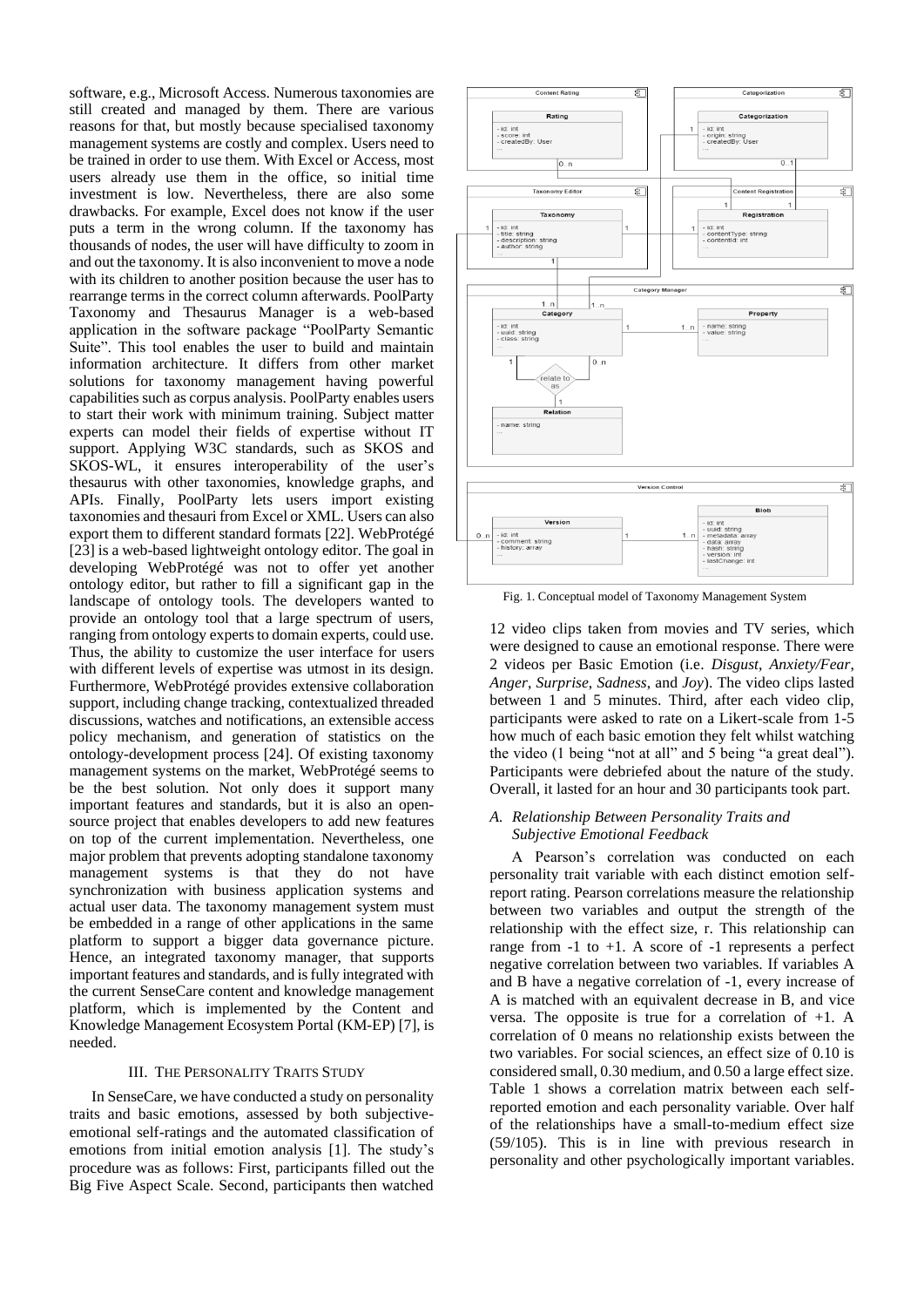software, e.g., Microsoft Access. Numerous taxonomies are still created and managed by them. There are various reasons for that, but mostly because specialised taxonomy management systems are costly and complex. Users need to be trained in order to use them. With Excel or Access, most users already use them in the office, so initial time investment is low. Nevertheless, there are also some drawbacks. For example, Excel does not know if the user puts a term in the wrong column. If the taxonomy has thousands of nodes, the user will have difficulty to zoom in and out the taxonomy. It is also inconvenient to move a node with its children to another position because the user has to rearrange terms in the correct column afterwards. PoolParty Taxonomy and Thesaurus Manager is a web-based application in the software package "PoolParty Semantic Suite". This tool enables the user to build and maintain information architecture. It differs from other market solutions for taxonomy management having powerful capabilities such as corpus analysis. PoolParty enables users to start their work with minimum training. Subject matter experts can model their fields of expertise without IT support. Applying W3C standards, such as SKOS and SKOS-WL, it ensures interoperability of the user's thesaurus with other taxonomies, knowledge graphs, and APIs. Finally, PoolParty lets users import existing taxonomies and thesauri from Excel or XML. Users can also export them to different standard formats [22]. WebProtégé [23] is a web-based lightweight ontology editor. The goal in developing WebProtégé was not to offer yet another ontology editor, but rather to fill a significant gap in the landscape of ontology tools. The developers wanted to provide an ontology tool that a large spectrum of users, ranging from ontology experts to domain experts, could use. Thus, the ability to customize the user interface for users with different levels of expertise was utmost in its design. Furthermore, WebProtégé provides extensive collaboration support, including change tracking, contextualized threaded discussions, watches and notifications, an extensible access policy mechanism, and generation of statistics on the ontology-development process [24]. Of existing taxonomy management systems on the market, WebProtégé seems to be the best solution. Not only does it support many important features and standards, but it is also an open-source project that enables developers to add new features on top of the current implementation. Nevertheless, one major problem that prevents adopting standalone taxonomy management systems is that they do not have synchronization with business application systems and actual user data. The taxonomy management system must be embedded in a range of other applications in the same platform to support a bigger data governance picture. Hence, an integrated taxonomy manager, that supports important features and standards, and is fully integrated with the current SenseCare content and knowledge management platform, which is implemented by the Content and Knowledge Management Ecosystem Portal (KM-EP) [7], is needed.

## III. The Personality Traits Study

In SenseCare, we have conducted a study on personality traits and basic emotions, assessed by both subjective-emotional self-ratings and the automated classification of emotions from initial emotion analysis [1]. The study's procedure was as follows: First, participants filled out the Big Five Aspect Scale. Second, participants then watched 12 video clips taken from movies and TV series, which were designed to cause an emotional response. There were 2 videos per Basic Emotion (i.e. *Disgust*, *Anxiety/Fear*, *Anger*, *Surprise*, *Sadness*, and *Joy*). The video clips lasted between 1 and 5 minutes. Third, after each video clip, participants were asked to rate on a Likert-scale from 1-5 how much of each basic emotion they felt whilst watching the video (1 being "not at all" and 5 being "a great deal"). Participants were debriefed about the nature of the study. Overall, it lasted for an hour and 30 participants took part.

Fig. 1. Conceptual model of Taxonomy Management System

### A. Relationship Between Personality Traits and Subjective Emotional Feedback

A Pearson's correlation was conducted on each personality trait variable with each distinct emotion self-report rating. Pearson correlations measure the relationship between two variables and output the strength of the relationship with the effect size, r. This relationship can range from -1 to +1. A score of -1 represents a perfect negative correlation between two variables. If variables A and B have a negative correlation of -1, every increase of A is matched with an equivalent decrease in B, and vice versa. The opposite is true for a correlation of +1. A correlation of 0 means no relationship exists between the two variables. For social sciences, an effect size of 0.10 is considered small, 0.30 medium, and 0.50 a large effect size. Table 1 shows a correlation matrix between each self-reported emotion and each personality variable. Over half of the relationships have a small-to-medium effect size (59/105). This is in line with previous research in personality and other psychologically important variables.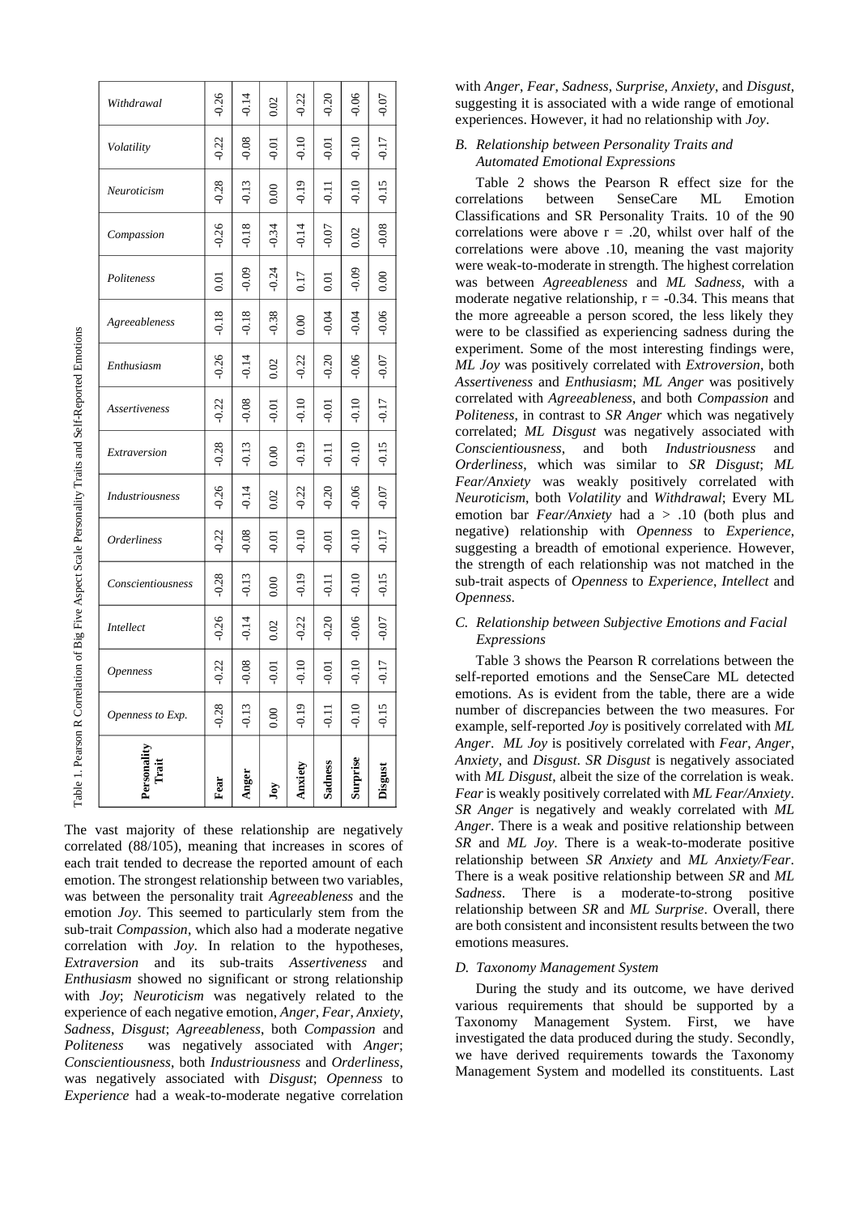Table 1. Pearson R Correlation of Big Five Aspect Scale Personality Traits and Self-Reported Emotions

| Personality Trait | Fear | Anger | Joy | Anxiety | Sadness | Surprise | Disgust |
|---|---|---|---|---|---|---|---|
| *Openness to Exp.* | -0.28 | -0.13 | 0.00 | -0.19 | -0.11 | -0.10 | -0.15 |
| *Openness* | -0.22 | -0.08 | -0.01 | -0.10 | -0.01 | -0.10 | -0.17 |
| *Intellect* | -0.26 | -0.14 | 0.02 | -0.22 | -0.20 | -0.06 | -0.07 |
| *Conscientiousness* | -0.28 | -0.13 | 0.00 | -0.19 | -0.11 | -0.10 | -0.15 |
| *Orderliness* | -0.22 | -0.08 | -0.01 | -0.10 | -0.01 | -0.10 | -0.17 |
| *Industriousness* | -0.26 | -0.14 | 0.02 | -0.22 | -0.20 | -0.06 | -0.07 |
| *Extraversion* | -0.28 | -0.13 | 0.00 | -0.19 | -0.11 | -0.10 | -0.15 |
| *Assertiveness* | -0.22 | -0.08 | -0.01 | -0.10 | -0.01 | -0.10 | -0.17 |
| *Enthusiasm* | -0.26 | -0.14 | 0.02 | -0.22 | -0.20 | -0.06 | -0.07 |
| *Agreeableness* | -0.18 | -0.18 | -0.38 | 0.00 | -0.04 | -0.04 | -0.06 |
| *Politeness* | 0.01 | -0.09 | -0.24 | 0.17 | 0.01 | -0.09 | 0.00 |
| *Compassion* | -0.26 | -0.18 | -0.34 | -0.14 | -0.07 | 0.02 | -0.08 |
| *Neuroticism* | -0.28 | -0.13 | 0.00 | -0.19 | -0.11 | -0.10 | -0.15 |
| *Volatility* | -0.22 | -0.08 | -0.01 | -0.10 | -0.01 | -0.10 | -0.17 |
| *Withdrawal* | -0.26 | -0.14 | 0.02 | -0.22 | -0.20 | -0.06 | -0.07 |

The vast majority of these relationship are negatively correlated (88/105), meaning that increases in scores of each trait tended to decrease the reported amount of each emotion. The strongest relationship between two variables, was between the personality trait *Agreeableness* and the emotion *Joy*. This seemed to particularly stem from the sub-trait *Compassion*, which also had a moderate negative correlation with *Joy*. In relation to the hypotheses, *Extraversion* and its sub-traits *Assertiveness* and *Enthusiasm* showed no significant or strong relationship with *Joy*; *Neuroticism* was negatively related to the experience of each negative emotion, *Anger*, *Fear*, *Anxiety*, *Sadness*, *Disgust*; *Agreeableness*, both *Compassion* and *Politeness* was negatively associated with *Anger*; *Conscientiousness*, both *Industriousness* and *Orderliness*, was negatively associated with *Disgust*; *Openness* to *Experience* had a weak-to-moderate negative correlation with *Anger*, *Fear*, *Sadness*, *Surprise*, *Anxiety*, and *Disgust*, suggesting it is associated with a wide range of emotional experiences. However, it had no relationship with *Joy*.

### *B. Relationship between Personality Traits and Automated Emotional Expressions*

Table 2 shows the Pearson R effect size for the correlations between SenseCare ML Emotion Classifications and SR Personality Traits. 10 of the 90 correlations were above r = .20, whilst over half of the correlations were above .10, meaning the vast majority were weak-to-moderate in strength. The highest correlation was between *Agreeableness* and *ML Sadness*, with a moderate negative relationship, r = -0.34. This means that the more agreeable a person scored, the less likely they were to be classified as experiencing sadness during the experiment. Some of the most interesting findings were, *ML Joy* was positively correlated with *Extroversion*, both *Assertiveness* and *Enthusiasm*; *ML Anger* was positively correlated with *Agreeableness*, and both *Compassion* and *Politeness*, in contrast to *SR Anger* which was negatively correlated; *ML Disgust* was negatively associated with *Conscientiousness*, and both *Industriousness* and *Orderliness*, which was similar to *SR Disgust*; *ML Fear/Anxiety* was weakly positively correlated with *Neuroticism*, both *Volatility* and *Withdrawal*; Every ML emotion bar *Fear/Anxiety* had a > .10 (both plus and negative) relationship with *Openness* to *Experience*, suggesting a breadth of emotional experience. However, the strength of each relationship was not matched in the sub-trait aspects of *Openness* to *Experience*, *Intellect* and *Openness*.

### *C. Relationship between Subjective Emotions and Facial Expressions*

Table 3 shows the Pearson R correlations between the self-reported emotions and the SenseCare ML detected emotions. As is evident from the table, there are a wide number of discrepancies between the two measures. For example, self-reported *Joy* is positively correlated with *ML Anger*. *ML Joy* is positively correlated with *Fear*, *Anger*, *Anxiety*, and *Disgust*. *SR Disgust* is negatively associated with *ML Disgust*, albeit the size of the correlation is weak. *Fear* is weakly positively correlated with *ML Fear/Anxiety*. *SR Anger* is negatively and weakly correlated with *ML Anger*. There is a weak and positive relationship between *SR* and *ML Joy*. There is a weak-to-moderate positive relationship between *SR Anxiety* and *ML Anxiety/Fear*. There is a weak positive relationship between *SR* and *ML Sadness*. There is a moderate-to-strong positive relationship between *SR* and *ML Surprise*. Overall, there are both consistent and inconsistent results between the two emotions measures.

### *D. Taxonomy Management System*

During the study and its outcome, we have derived various requirements that should be supported by a Taxonomy Management System. First, we have investigated the data produced during the study. Secondly, we have derived requirements towards the Taxonomy Management System and modelled its constituents. Last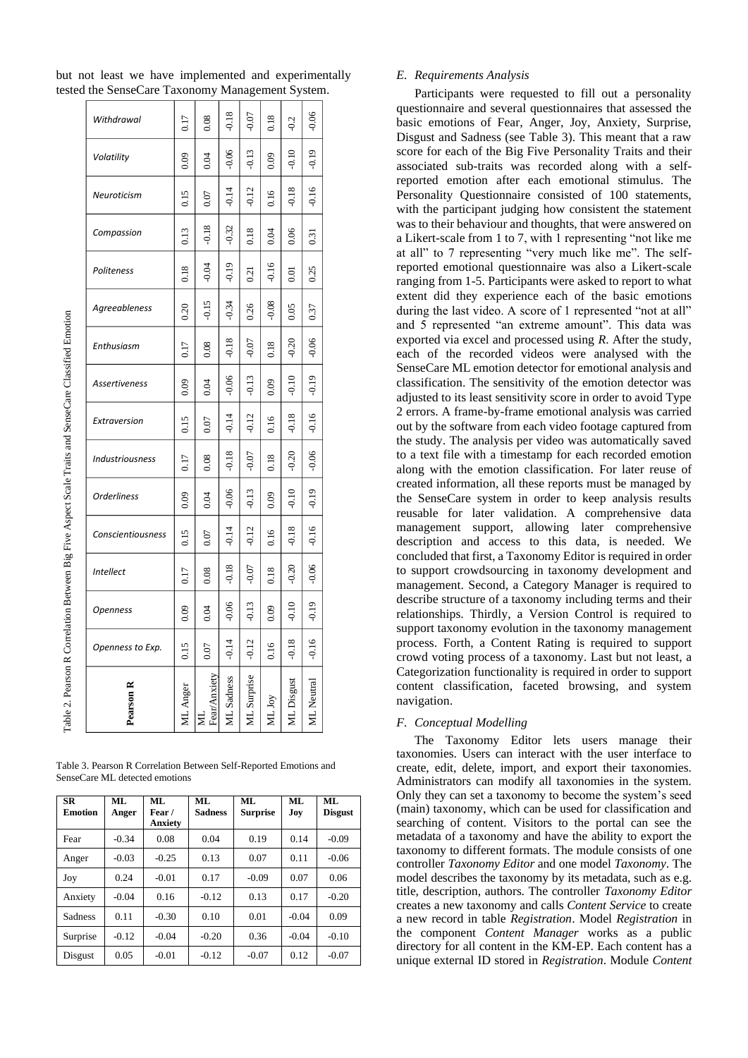but not least we have implemented and experimentally tested the SenseCare Taxonomy Management System.

Table 2. Pearson R Correlation Between Big Five Aspect Scale Traits and SenseCare Classified Emotion

| Pearson R | Openness to Exp. | Openness | Intellect | Conscientiousness | Orderliness | Industriousness | Extraversion | Assertiveness | Enthusiasm | Agreeableness | Politeness | Compassion | Neuroticism | Volatility | Withdrawal |
|---|---|---|---|---|---|---|---|---|---|---|---|---|---|---|---|
| ML Anger | 0.15 | 0.09 | 0.17 | 0.15 | 0.09 | 0.17 | 0.15 | 0.09 | 0.17 | 0.20 | 0.18 | 0.13 | 0.15 | 0.09 | 0.17 |
| ML Fear/Anxiety | 0.07 | 0.04 | 0.08 | 0.07 | 0.04 | 0.08 | 0.07 | 0.04 | 0.08 | -0.15 | -0.04 | -0.18 | 0.07 | 0.04 | 0.08 |
| ML Sadness | -0.14 | -0.06 | -0.18 | -0.14 | -0.06 | -0.18 | -0.14 | -0.06 | -0.18 | -0.34 | -0.19 | -0.32 | -0.14 | -0.06 | -0.18 |
| ML Surprise | -0.12 | -0.13 | -0.07 | -0.12 | -0.13 | -0.07 | -0.12 | -0.13 | -0.07 | 0.26 | 0.21 | 0.18 | -0.12 | -0.13 | -0.07 |
| ML Joy | 0.16 | 0.09 | 0.18 | 0.16 | 0.09 | 0.18 | 0.16 | 0.09 | 0.18 | -0.08 | -0.16 | 0.04 | 0.16 | 0.09 | 0.18 |
| ML Disgust | -0.18 | -0.10 | -0.20 | -0.18 | -0.10 | -0.20 | -0.18 | -0.10 | -0.20 | 0.05 | 0.01 | 0.06 | -0.18 | -0.10 | -0.2 |
| ML Neutral | -0.16 | -0.19 | -0.06 | -0.16 | -0.19 | -0.06 | -0.16 | -0.19 | -0.06 | 0.37 | 0.25 | 0.31 | -0.16 | -0.19 | -0.06 |

Table 3. Pearson R Correlation Between Self-Reported Emotions and SenseCare ML detected emotions

| SR Emotion | ML Anger | ML Fear / Anxiety | ML Sadness | ML Surprise | ML Joy | ML Disgust |
|---|---|---|---|---|---|---|
| Fear | -0.34 | 0.08 | 0.04 | 0.19 | 0.14 | -0.09 |
| Anger | -0.03 | -0.25 | 0.13 | 0.07 | 0.11 | -0.06 |
| Joy | 0.24 | -0.01 | 0.17 | -0.09 | 0.07 | 0.06 |
| Anxiety | -0.04 | 0.16 | -0.12 | 0.13 | 0.17 | -0.20 |
| Sadness | 0.11 | -0.30 | 0.10 | 0.01 | -0.04 | 0.09 |
| Surprise | -0.12 | -0.04 | -0.20 | 0.36 | -0.04 | -0.10 |
| Disgust | 0.05 | -0.01 | -0.12 | -0.07 | 0.12 | -0.07 |

### *E. Requirements Analysis*

Participants were requested to fill out a personality questionnaire and several questionnaires that assessed the basic emotions of Fear, Anger, Joy, Anxiety, Surprise, Disgust and Sadness (see Table 3). This meant that a raw score for each of the Big Five Personality Traits and their associated sub-traits was recorded along with a self-reported emotion after each emotional stimulus. The Personality Questionnaire consisted of 100 statements, with the participant judging how consistent the statement was to their behaviour and thoughts, that were answered on a Likert-scale from 1 to 7, with 1 representing "not like me at all" to 7 representing "very much like me". The self-reported emotional questionnaire was also a Likert-scale ranging from 1-5. Participants were asked to report to what extent did they experience each of the basic emotions during the last video. A score of 1 represented "not at all" and 5 represented "an extreme amount". This data was exported via excel and processed using *R*. After the study, each of the recorded videos were analysed with the SenseCare ML emotion detector for emotional analysis and classification. The sensitivity of the emotion detector was adjusted to its least sensitivity score in order to avoid Type 2 errors. A frame-by-frame emotional analysis was carried out by the software from each video footage captured from the study. The analysis per video was automatically saved to a text file with a timestamp for each recorded emotion along with the emotion classification. For later reuse of created information, all these reports must be managed by the SenseCare system in order to keep analysis results reusable for later validation. A comprehensive data management support, allowing later comprehensive description and access to this data, is needed. We concluded that first, a Taxonomy Editor is required in order to support crowdsourcing in taxonomy development and management. Second, a Category Manager is required to describe structure of a taxonomy including terms and their relationships. Thirdly, a Version Control is required to support taxonomy evolution in the taxonomy management process. Forth, a Content Rating is required to support crowd voting process of a taxonomy. Last but not least, a Categorization functionality is required in order to support content classification, faceted browsing, and system navigation.

### *F. Conceptual Modelling*

The Taxonomy Editor lets users manage their taxonomies. Users can interact with the user interface to create, edit, delete, import, and export their taxonomies. Administrators can modify all taxonomies in the system. Only they can set a taxonomy to become the system's seed (main) taxonomy, which can be used for classification and searching of content. Visitors to the portal can see the metadata of a taxonomy and have the ability to export the taxonomy to different formats. The module consists of one controller *Taxonomy Editor* and one model *Taxonomy*. The model describes the taxonomy by its metadata, such as e.g. title, description, authors. The controller *Taxonomy Editor* creates a new taxonomy and calls *Content Service* to create a new record in table *Registration*. Model *Registration* in the component *Content Manager* works as a public directory for all content in the KM-EP. Each content has a unique external ID stored in *Registration*. Module *Content*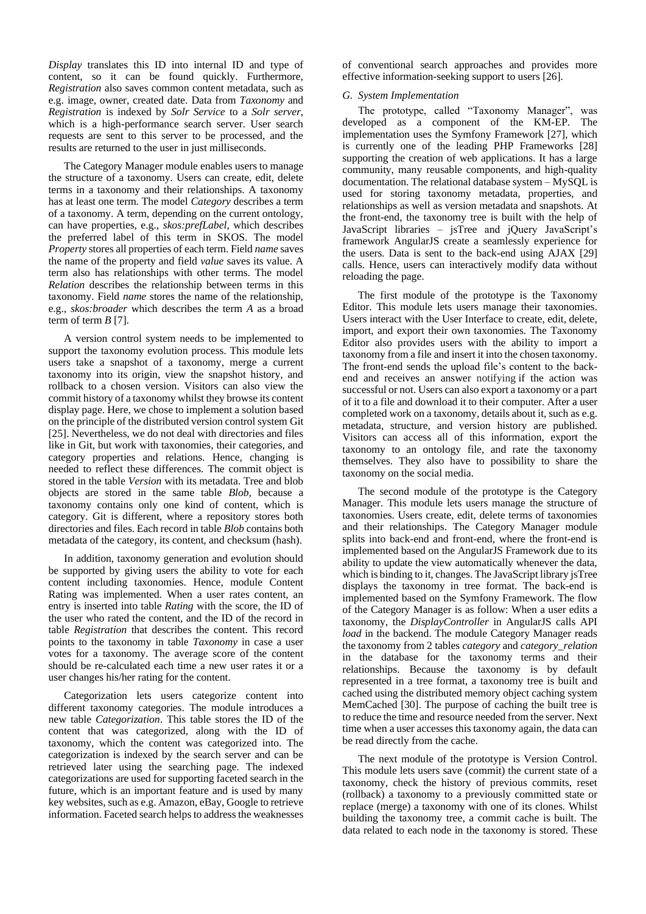*Display* translates this ID into internal ID and type of content, so it can be found quickly. Furthermore, *Registration* also saves common content metadata, such as e.g. image, owner, created date. Data from *Taxonomy* and *Registration* is indexed by *Solr Service* to a *Solr server*, which is a high-performance search server. User search requests are sent to this server to be processed, and the results are returned to the user in just milliseconds.

The Category Manager module enables users to manage the structure of a taxonomy. Users can create, edit, delete terms in a taxonomy and their relationships. A taxonomy has at least one term. The model *Category* describes a term of a taxonomy. A term, depending on the current ontology, can have properties, e.g., *skos:prefLabel*, which describes the preferred label of this term in SKOS. The model *Property* stores all properties of each term. Field *name* saves the name of the property and field *value* saves its value. A term also has relationships with other terms. The model *Relation* describes the relationship between terms in this taxonomy. Field *name* stores the name of the relationship, e.g., *skos:broader* which describes the term *A* as a broad term of term *B* [7].

A version control system needs to be implemented to support the taxonomy evolution process. This module lets users take a snapshot of a taxonomy, merge a current taxonomy into its origin, view the snapshot history, and rollback to a chosen version. Visitors can also view the commit history of a taxonomy whilst they browse its content display page. Here, we chose to implement a solution based on the principle of the distributed version control system Git [25]. Nevertheless, we do not deal with directories and files like in Git, but work with taxonomies, their categories, and category properties and relations. Hence, changing is needed to reflect these differences. The commit object is stored in the table *Version* with its metadata. Tree and blob objects are stored in the same table *Blob*, because a taxonomy contains only one kind of content, which is category. Git is different, where a repository stores both directories and files. Each record in table *Blob* contains both metadata of the category, its content, and checksum (hash).

In addition, taxonomy generation and evolution should be supported by giving users the ability to vote for each content including taxonomies. Hence, module Content Rating was implemented. When a user rates content, an entry is inserted into table *Rating* with the score, the ID of the user who rated the content, and the ID of the record in table *Registration* that describes the content. This record points to the taxonomy in table *Taxonomy* in case a user votes for a taxonomy. The average score of the content should be re-calculated each time a new user rates it or a user changes his/her rating for the content.

Categorization lets users categorize content into different taxonomy categories. The module introduces a new table *Categorization*. This table stores the ID of the content that was categorized, along with the ID of taxonomy, which the content was categorized into. The categorization is indexed by the search server and can be retrieved later using the searching page. The indexed categorizations are used for supporting faceted search in the future, which is an important feature and is used by many key websites, such as e.g. Amazon, eBay, Google to retrieve information. Faceted search helps to address the weaknesses of conventional search approaches and provides more effective information-seeking support to users [26].

### G. System Implementation

The prototype, called "Taxonomy Manager", was developed as a component of the KM-EP. The implementation uses the Symfony Framework [27], which is currently one of the leading PHP Frameworks [28] supporting the creation of web applications. It has a large community, many reusable components, and high-quality documentation. The relational database system – MySQL is used for storing taxonomy metadata, properties, and relationships as well as version metadata and snapshots. At the front-end, the taxonomy tree is built with the help of JavaScript libraries – jsTree and jQuery JavaScript's framework AngularJS create a seamlessly experience for the users. Data is sent to the back-end using AJAX [29] calls. Hence, users can interactively modify data without reloading the page.

The first module of the prototype is the Taxonomy Editor. This module lets users manage their taxonomies. Users interact with the User Interface to create, edit, delete, import, and export their own taxonomies. The Taxonomy Editor also provides users with the ability to import a taxonomy from a file and insert it into the chosen taxonomy. The front-end sends the upload file's content to the back-end and receives an answer notifying if the action was successful or not. Users can also export a taxonomy or a part of it to a file and download it to their computer. After a user completed work on a taxonomy, details about it, such as e.g. metadata, structure, and version history are published. Visitors can access all of this information, export the taxonomy to an ontology file, and rate the taxonomy themselves. They also have to possibility to share the taxonomy on the social media.

The second module of the prototype is the Category Manager. This module lets users manage the structure of taxonomies. Users create, edit, delete terms of taxonomies and their relationships. The Category Manager module splits into back-end and front-end, where the front-end is implemented based on the AngularJS Framework due to its ability to update the view automatically whenever the data, which is binding to it, changes. The JavaScript library jsTree displays the taxonomy in tree format. The back-end is implemented based on the Symfony Framework. The flow of the Category Manager is as follow: When a user edits a taxonomy, the *DisplayController* in AngularJS calls API *load* in the backend. The module Category Manager reads the taxonomy from 2 tables *category* and *category_relation* in the database for the taxonomy terms and their relationships. Because the taxonomy is by default represented in a tree format, a taxonomy tree is built and cached using the distributed memory object caching system MemCached [30]. The purpose of caching the built tree is to reduce the time and resource needed from the server. Next time when a user accesses this taxonomy again, the data can be read directly from the cache.

The next module of the prototype is Version Control. This module lets users save (commit) the current state of a taxonomy, check the history of previous commits, reset (rollback) a taxonomy to a previously committed state or replace (merge) a taxonomy with one of its clones. Whilst building the taxonomy tree, a commit cache is built. The data related to each node in the taxonomy is stored. These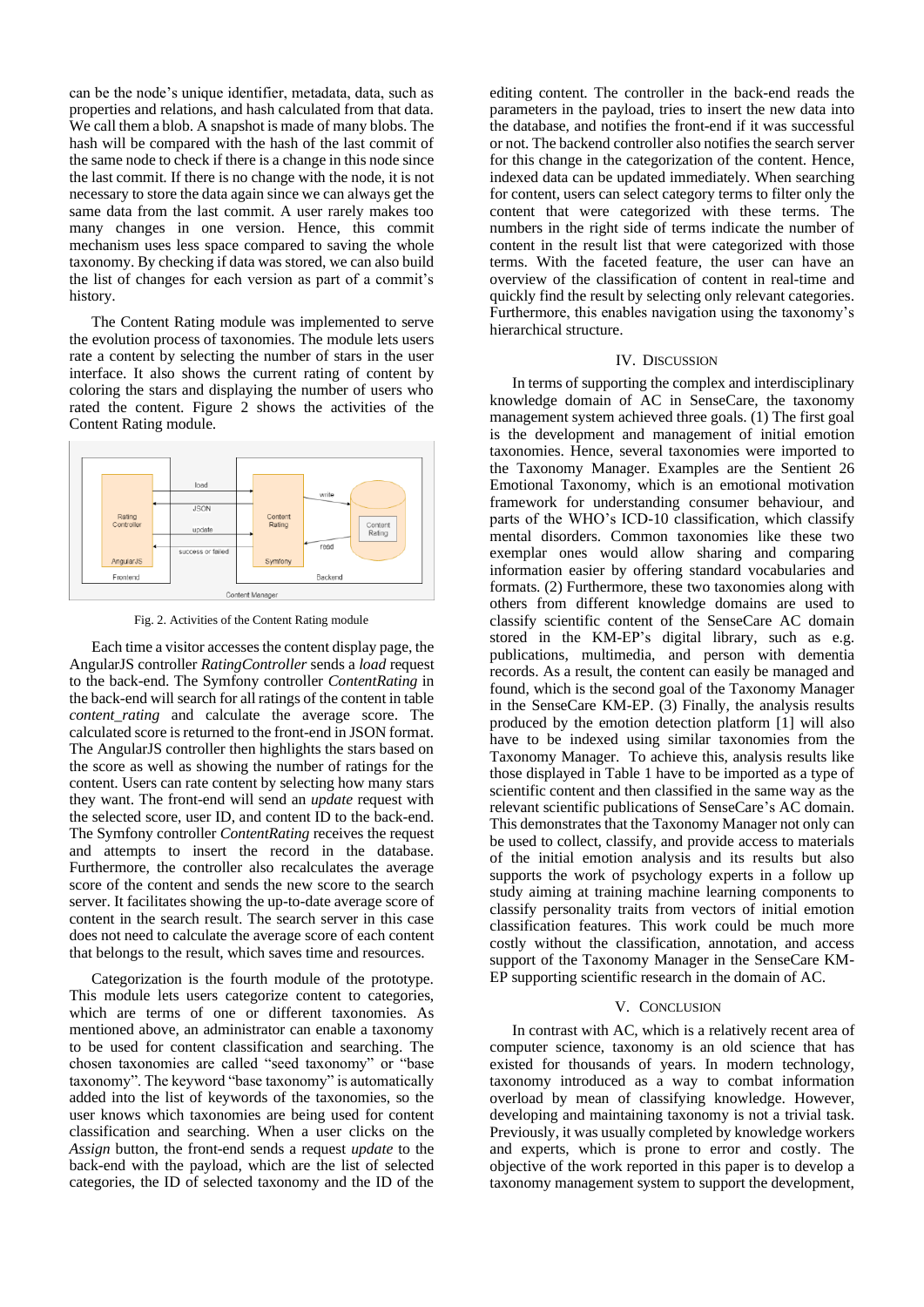can be the node's unique identifier, metadata, data, such as properties and relations, and hash calculated from that data. We call them a blob. A snapshot is made of many blobs. The hash will be compared with the hash of the last commit of the same node to check if there is a change in this node since the last commit. If there is no change with the node, it is not necessary to store the data again since we can always get the same data from the last commit. A user rarely makes too many changes in one version. Hence, this commit mechanism uses less space compared to saving the whole taxonomy. By checking if data was stored, we can also build the list of changes for each version as part of a commit's history.

The Content Rating module was implemented to serve the evolution process of taxonomies. The module lets users rate a content by selecting the number of stars in the user interface. It also shows the current rating of content by coloring the stars and displaying the number of users who rated the content. Figure 2 shows the activities of the Content Rating module.

Fig. 2. Activities of the Content Rating module

Each time a visitor accesses the content display page, the AngularJS controller *RatingController* sends a *load* request to the back-end. The Symfony controller *ContentRating* in the back-end will search for all ratings of the content in table *content_rating* and calculate the average score. The calculated score is returned to the front-end in JSON format. The AngularJS controller then highlights the stars based on the score as well as showing the number of ratings for the content. Users can rate content by selecting how many stars they want. The front-end will send an *update* request with the selected score, user ID, and content ID to the back-end. The Symfony controller *ContentRating* receives the request and attempts to insert the record in the database. Furthermore, the controller also recalculates the average score of the content and sends the new score to the search server. It facilitates showing the up-to-date average score of content in the search result. The search server in this case does not need to calculate the average score of each content that belongs to the result, which saves time and resources.

Categorization is the fourth module of the prototype. This module lets users categorize content to categories, which are terms of one or different taxonomies. As mentioned above, an administrator can enable a taxonomy to be used for content classification and searching. The chosen taxonomies are called "seed taxonomy" or "base taxonomy". The keyword "base taxonomy" is automatically added into the list of keywords of the taxonomies, so the user knows which taxonomies are being used for content classification and searching. When a user clicks on the *Assign* button, the front-end sends a request *update* to the back-end with the payload, which are the list of selected categories, the ID of selected taxonomy and the ID of the editing content. The controller in the back-end reads the parameters in the payload, tries to insert the new data into the database, and notifies the front-end if it was successful or not. The backend controller also notifies the search server for this change in the categorization of the content. Hence, indexed data can be updated immediately. When searching for content, users can select category terms to filter only the content that were categorized with these terms. The numbers in the right side of terms indicate the number of content in the result list that were categorized with those terms. With the faceted feature, the user can have an overview of the classification of content in real-time and quickly find the result by selecting only relevant categories. Furthermore, this enables navigation using the taxonomy's hierarchical structure.

## IV. Discussion

In terms of supporting the complex and interdisciplinary knowledge domain of AC in SenseCare, the taxonomy management system achieved three goals. (1) The first goal is the development and management of initial emotion taxonomies. Hence, several taxonomies were imported to the Taxonomy Manager. Examples are the Sentient 26 Emotional Taxonomy, which is an emotional motivation framework for understanding consumer behaviour, and parts of the WHO's ICD-10 classification, which classify mental disorders. Common taxonomies like these two exemplar ones would allow sharing and comparing information easier by offering standard vocabularies and formats. (2) Furthermore, these two taxonomies along with others from different knowledge domains are used to classify scientific content of the SenseCare AC domain stored in the KM-EP's digital library, such as e.g. publications, multimedia, and person with dementia records. As a result, the content can easily be managed and found, which is the second goal of the Taxonomy Manager in the SenseCare KM-EP. (3) Finally, the analysis results produced by the emotion detection platform [1] will also have to be indexed using similar taxonomies from the Taxonomy Manager. To achieve this, analysis results like those displayed in Table 1 have to be imported as a type of scientific content and then classified in the same way as the relevant scientific publications of SenseCare's AC domain. This demonstrates that the Taxonomy Manager not only can be used to collect, classify, and provide access to materials of the initial emotion analysis and its results but also supports the work of psychology experts in a follow up study aiming at training machine learning components to classify personality traits from vectors of initial emotion classification features. This work could be much more costly without the classification, annotation, and access support of the Taxonomy Manager in the SenseCare KM-EP supporting scientific research in the domain of AC.

## V. Conclusion

In contrast with AC, which is a relatively recent area of computer science, taxonomy is an old science that has existed for thousands of years. In modern technology, taxonomy introduced as a way to combat information overload by mean of classifying knowledge. However, developing and maintaining taxonomy is not a trivial task. Previously, it was usually completed by knowledge workers and experts, which is prone to error and costly. The objective of the work reported in this paper is to develop a taxonomy management system to support the development,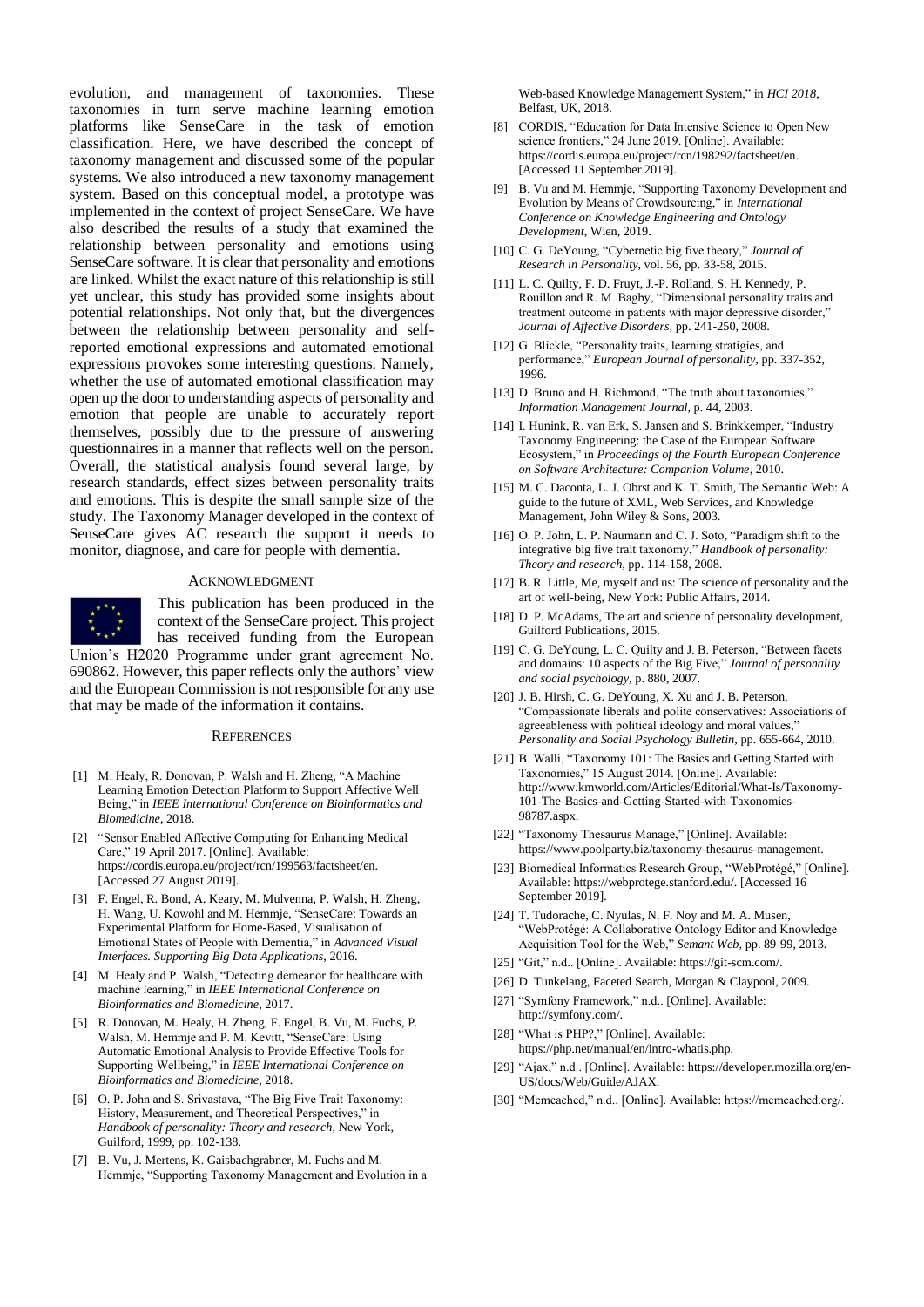evolution, and management of taxonomies. These taxonomies in turn serve machine learning emotion platforms like SenseCare in the task of emotion classification. Here, we have described the concept of taxonomy management and discussed some of the popular systems. We also introduced a new taxonomy management system. Based on this conceptual model, a prototype was implemented in the context of project SenseCare. We have also described the results of a study that examined the relationship between personality and emotions using SenseCare software. It is clear that personality and emotions are linked. Whilst the exact nature of this relationship is still yet unclear, this study has provided some insights about potential relationships. Not only that, but the divergences between the relationship between personality and self-reported emotional expressions and automated emotional expressions provokes some interesting questions. Namely, whether the use of automated emotional classification may open up the door to understanding aspects of personality and emotion that people are unable to accurately report themselves, possibly due to the pressure of answering questionnaires in a manner that reflects well on the person. Overall, the statistical analysis found several large, by research standards, effect sizes between personality traits and emotions. This is despite the small sample size of the study. The Taxonomy Manager developed in the context of SenseCare gives AC research the support it needs to monitor, diagnose, and care for people with dementia.

## Acknowledgment

This publication has been produced in the context of the SenseCare project. This project has received funding from the European Union's H2020 Programme under grant agreement No. 690862. However, this paper reflects only the authors' view and the European Commission is not responsible for any use that may be made of the information it contains.

## References

[1] M. Healy, R. Donovan, P. Walsh and H. Zheng, "A Machine Learning Emotion Detection Platform to Support Affective Well Being," in *IEEE International Conference on Bioinformatics and Biomedicine*, 2018.

[2] "Sensor Enabled Affective Computing for Enhancing Medical Care," 19 April 2017. [Online]. Available: https://cordis.europa.eu/project/rcn/199563/factsheet/en. [Accessed 27 August 2019].

[3] F. Engel, R. Bond, A. Keary, M. Mulvenna, P. Walsh, H. Zheng, H. Wang, U. Kowohl and M. Hemmje, "SenseCare: Towards an Experimental Platform for Home-Based, Visualisation of Emotional States of People with Dementia," in *Advanced Visual Interfaces. Supporting Big Data Applications*, 2016.

[4] M. Healy and P. Walsh, "Detecting demeanor for healthcare with machine learning," in *IEEE International Conference on Bioinformatics and Biomedicine*, 2017.

[5] R. Donovan, M. Healy, H. Zheng, F. Engel, B. Vu, M. Fuchs, P. Walsh, M. Hemmje and P. M. Kevitt, "SenseCare: Using Automatic Emotional Analysis to Provide Effective Tools for Supporting Wellbeing," in *IEEE International Conference on Bioinformatics and Biomedicine*, 2018.

[6] O. P. John and S. Srivastava, "The Big Five Trait Taxonomy: History, Measurement, and Theoretical Perspectives," in *Handbook of personality: Theory and research*, New York, Guilford, 1999, pp. 102-138.

[7] B. Vu, J. Mertens, K. Gaisbachgrabner, M. Fuchs and M. Hemmje, "Supporting Taxonomy Management and Evolution in a Web-based Knowledge Management System," in *HCI 2018*, Belfast, UK, 2018.

[8] CORDIS, "Education for Data Intensive Science to Open New science frontiers," 24 June 2019. [Online]. Available: https://cordis.europa.eu/project/rcn/198292/factsheet/en. [Accessed 11 September 2019].

[9] B. Vu and M. Hemmje, "Supporting Taxonomy Development and Evolution by Means of Crowdsourcing," in *International Conference on Knowledge Engineering and Ontology Development*, Wien, 2019.

[10] C. G. DeYoung, "Cybernetic big five theory," *Journal of Research in Personality*, vol. 56, pp. 33-58, 2015.

[11] L. C. Quilty, F. D. Fruyt, J.-P. Rolland, S. H. Kennedy, P. Rouillon and R. M. Bagby, "Dimensional personality traits and treatment outcome in patients with major depressive disorder," *Journal of Affective Disorders*, pp. 241-250, 2008.

[12] G. Blickle, "Personality traits, learning stratigies, and performance," *European Journal of personality*, pp. 337-352, 1996.

[13] D. Bruno and H. Richmond, "The truth about taxonomies," *Information Management Journal*, p. 44, 2003.

[14] I. Hunink, R. van Erk, S. Jansen and S. Brinkkemper, "Industry Taxonomy Engineering: the Case of the European Software Ecosystem," in *Proceedings of the Fourth European Conference on Software Architecture: Companion Volume*, 2010.

[15] M. C. Daconta, L. J. Obrst and K. T. Smith, The Semantic Web: A guide to the future of XML, Web Services, and Knowledge Management, John Wiley & Sons, 2003.

[16] O. P. John, L. P. Naumann and C. J. Soto, "Paradigm shift to the integrative big five trait taxonomy," *Handbook of personality: Theory and research*, pp. 114-158, 2008.

[17] B. R. Little, Me, myself and us: The science of personality and the art of well-being, New York: Public Affairs, 2014.

[18] D. P. McAdams, The art and science of personality development, Guilford Publications, 2015.

[19] C. G. DeYoung, L. C. Quilty and J. B. Peterson, "Between facets and domains: 10 aspects of the Big Five," *Journal of personality and social psychology*, p. 880, 2007.

[20] J. B. Hirsh, C. G. DeYoung, X. Xu and J. B. Peterson, "Compassionate liberals and polite conservatives: Associations of agreeableness with political ideology and moral values," *Personality and Social Psychology Bulletin*, pp. 655-664, 2010.

[21] B. Walli, "Taxonomy 101: The Basics and Getting Started with Taxonomies," 15 August 2014. [Online]. Available: http://www.kmworld.com/Articles/Editorial/What-Is/Taxonomy-101-The-Basics-and-Getting-Started-with-Taxonomies-98787.aspx.

[22] "Taxonomy Thesaurus Manage," [Online]. Available: https://www.poolparty.biz/taxonomy-thesaurus-management.

[23] Biomedical Informatics Research Group, "WebProtégé," [Online]. Available: https://webprotege.stanford.edu/. [Accessed 16 September 2019].

[24] T. Tudorache, C. Nyulas, N. F. Noy and M. A. Musen, "WebProtégé: A Collaborative Ontology Editor and Knowledge Acquisition Tool for the Web," *Semant Web*, pp. 89-99, 2013.

[25] "Git," n.d.. [Online]. Available: https://git-scm.com/.

[26] D. Tunkelang, Faceted Search, Morgan & Claypool, 2009.

[27] "Symfony Framework," n.d.. [Online]. Available: http://symfony.com/.

[28] "What is PHP?," [Online]. Available: https://php.net/manual/en/intro-whatis.php.

[29] "Ajax," n.d.. [Online]. Available: https://developer.mozilla.org/en-US/docs/Web/Guide/AJAX.

[30] "Memcached," n.d.. [Online]. Available: https://memcached.org/.